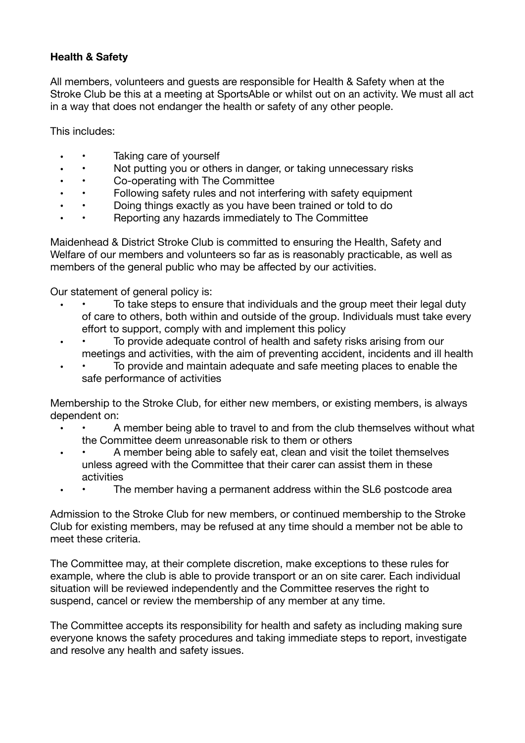**Health & Safety**

All members, volunteers and guests are responsible for Health & Safety when at the Stroke Club be this at a meeting at SportsAble or whilst out on an activity. We must all act in a way that does not endanger the health or safety of any other people.

This includes:

- Taking care of yourself
- Not putting you or others in danger, or taking unnecessary risks
- Co-operating with The Committee
- Following safety rules and not interfering with safety equipment
- Doing things exactly as you have been trained or told to do
- Reporting any hazards immediately to The Committee

Maidenhead & District Stroke Club is committed to ensuring the Health, Safety and Welfare of our members and volunteers so far as is reasonably practicable, as well as members of the general public who may be affected by our activities.

Our statement of general policy is:

- To take steps to ensure that individuals and the group meet their legal duty of care to others, both within and outside of the group. Individuals must take every effort to support, comply with and implement this policy
- To provide adequate control of health and safety risks arising from our meetings and activities, with the aim of preventing accident, incidents and ill health
- To provide and maintain adequate and safe meeting places to enable the safe performance of activities

Membership to the Stroke Club, for either new members, or existing members, is always dependent on:

- A member being able to travel to and from the club themselves without what the Committee deem unreasonable risk to them or others
- A member being able to safely eat, clean and visit the toilet themselves unless agreed with the Committee that their carer can assist them in these activities
- The member having a permanent address within the SL6 postcode area

Admission to the Stroke Club for new members, or continued membership to the Stroke Club for existing members, may be refused at any time should a member not be able to meet these criteria.

The Committee may, at their complete discretion, make exceptions to these rules for example, where the club is able to provide transport or an on site carer. Each individual situation will be reviewed independently and the Committee reserves the right to suspend, cancel or review the membership of any member at any time.

The Committee accepts its responsibility for health and safety as including making sure everyone knows the safety procedures and taking immediate steps to report, investigate and resolve any health and safety issues.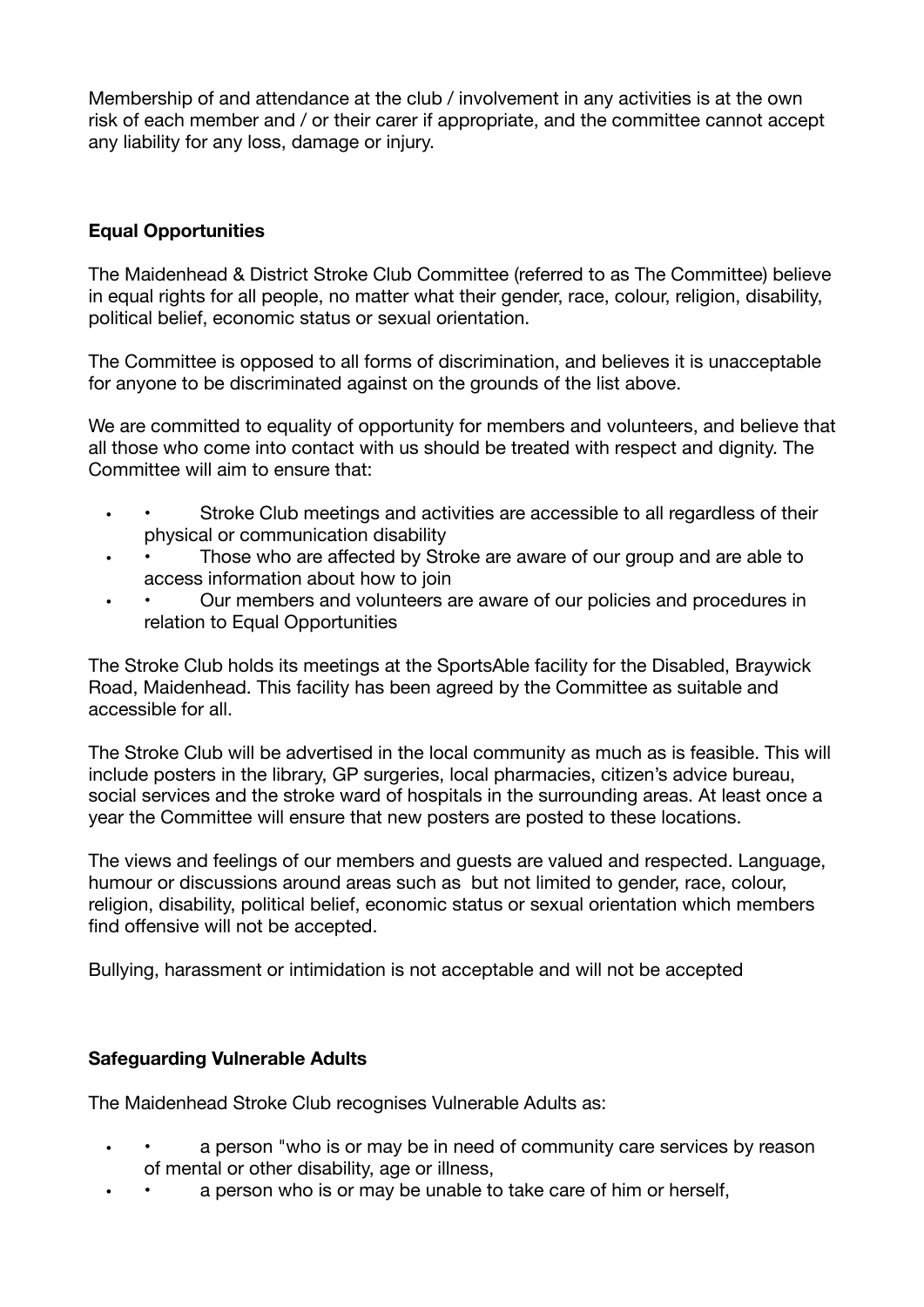Membership of and attendance at the club / involvement in any activities is at the own risk of each member and / or their carer if appropriate, and the committee cannot accept any liability for any loss, damage or injury.

**Equal Opportunities**

The Maidenhead & District Stroke Club Committee (referred to as The Committee) believe in equal rights for all people, no matter what their gender, race, colour, religion, disability, political belief, economic status or sexual orientation.

The Committee is opposed to all forms of discrimination, and believes it is unacceptable for anyone to be discriminated against on the grounds of the list above.

We are committed to equality of opportunity for members and volunteers, and believe that all those who come into contact with us should be treated with respect and dignity. The Committee will aim to ensure that:

- • Stroke Club meetings and activities are accessible to all regardless of their physical or communication disability
- • Those who are affected by Stroke are aware of our group and are able to access information about how to join
- • Our members and volunteers are aware of our policies and procedures in relation to Equal Opportunities

The Stroke Club holds its meetings at the SportsAble facility for the Disabled, Braywick Road, Maidenhead. This facility has been agreed by the Committee as suitable and accessible for all.

The Stroke Club will be advertised in the local community as much as is feasible. This will include posters in the library, GP surgeries, local pharmacies, citizen's advice bureau, social services and the stroke ward of hospitals in the surrounding areas. At least once a year the Committee will ensure that new posters are posted to these locations.

The views and feelings of our members and guests are valued and respected. Language, humour or discussions around areas such as but not limited to gender, race, colour, religion, disability, political belief, economic status or sexual orientation which members find offensive will not be accepted.

Bullying, harassment or intimidation is not acceptable and will not be accepted

**Safeguarding Vulnerable Adults**

The Maidenhead Stroke Club recognises Vulnerable Adults as:

- • a person "who is or may be in need of community care services by reason of mental or other disability, age or illness,
- • a person who is or may be unable to take care of him or herself,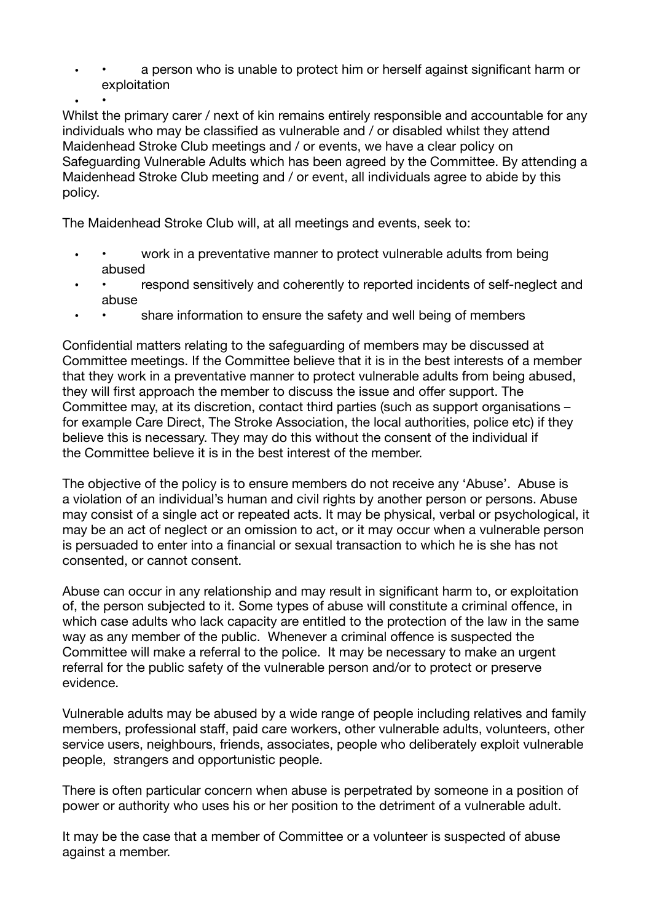- a person who is unable to protect him or herself against significant harm or exploitation

Whilst the primary carer / next of kin remains entirely responsible and accountable for any individuals who may be classified as vulnerable and / or disabled whilst they attend Maidenhead Stroke Club meetings and / or events, we have a clear policy on Safeguarding Vulnerable Adults which has been agreed by the Committee. By attending a Maidenhead Stroke Club meeting and / or event, all individuals agree to abide by this policy.

The Maidenhead Stroke Club will, at all meetings and events, seek to:

- work in a preventative manner to protect vulnerable adults from being abused
- respond sensitively and coherently to reported incidents of self-neglect and abuse
- share information to ensure the safety and well being of members

Confidential matters relating to the safeguarding of members may be discussed at Committee meetings. If the Committee believe that it is in the best interests of a member that they work in a preventative manner to protect vulnerable adults from being abused, they will first approach the member to discuss the issue and offer support. The Committee may, at its discretion, contact third parties (such as support organisations – for example Care Direct, The Stroke Association, the local authorities, police etc) if they believe this is necessary. They may do this without the consent of the individual if the Committee believe it is in the best interest of the member.

The objective of the policy is to ensure members do not receive any 'Abuse'. Abuse is a violation of an individual's human and civil rights by another person or persons. Abuse may consist of a single act or repeated acts. It may be physical, verbal or psychological, it may be an act of neglect or an omission to act, or it may occur when a vulnerable person is persuaded to enter into a financial or sexual transaction to which he is she has not consented, or cannot consent.

Abuse can occur in any relationship and may result in significant harm to, or exploitation of, the person subjected to it. Some types of abuse will constitute a criminal offence, in which case adults who lack capacity are entitled to the protection of the law in the same way as any member of the public. Whenever a criminal offence is suspected the Committee will make a referral to the police. It may be necessary to make an urgent referral for the public safety of the vulnerable person and/or to protect or preserve evidence.

Vulnerable adults may be abused by a wide range of people including relatives and family members, professional staff, paid care workers, other vulnerable adults, volunteers, other service users, neighbours, friends, associates, people who deliberately exploit vulnerable people, strangers and opportunistic people.

There is often particular concern when abuse is perpetrated by someone in a position of power or authority who uses his or her position to the detriment of a vulnerable adult.

It may be the case that a member of Committee or a volunteer is suspected of abuse against a member.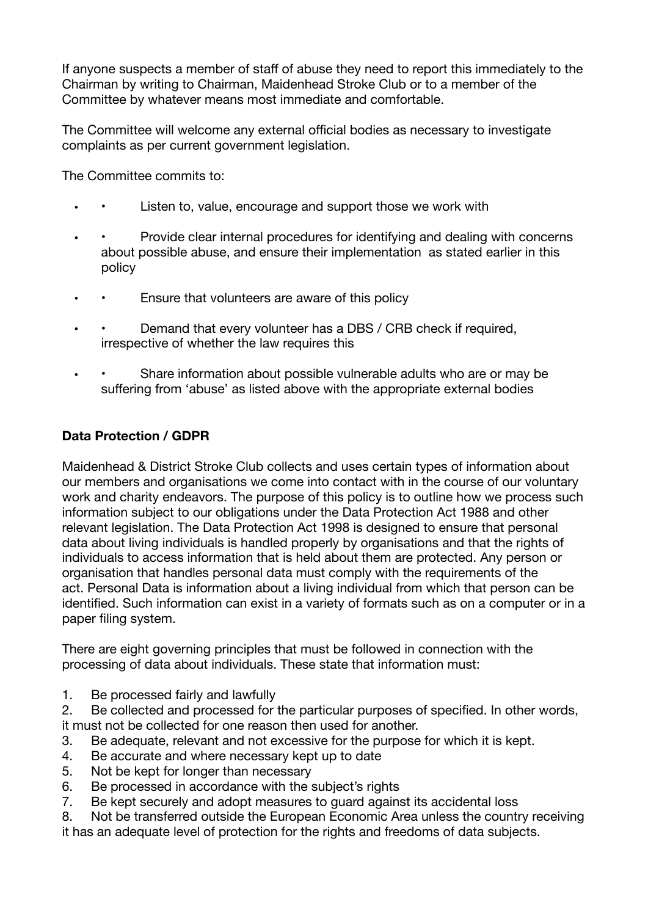If anyone suspects a member of staff of abuse they need to report this immediately to the Chairman by writing to Chairman, Maidenhead Stroke Club or to a member of the Committee by whatever means most immediate and comfortable.

The Committee will welcome any external official bodies as necessary to investigate complaints as per current government legislation.

The Committee commits to:

- • Listen to, value, encourage and support those we work with
- • Provide clear internal procedures for identifying and dealing with concerns about possible abuse, and ensure their implementation as stated earlier in this policy
- • Ensure that volunteers are aware of this policy
- • Demand that every volunteer has a DBS / CRB check if required, irrespective of whether the law requires this
- • Share information about possible vulnerable adults who are or may be suffering from 'abuse' as listed above with the appropriate external bodies

**Data Protection / GDPR**

Maidenhead & District Stroke Club collects and uses certain types of information about our members and organisations we come into contact with in the course of our voluntary work and charity endeavors. The purpose of this policy is to outline how we process such information subject to our obligations under the Data Protection Act 1988 and other relevant legislation. The Data Protection Act 1998 is designed to ensure that personal data about living individuals is handled properly by organisations and that the rights of individuals to access information that is held about them are protected. Any person or organisation that handles personal data must comply with the requirements of the act. Personal Data is information about a living individual from which that person can be identified. Such information can exist in a variety of formats such as on a computer or in a paper filing system.

There are eight governing principles that must be followed in connection with the processing of data about individuals. These state that information must:

1. Be processed fairly and lawfully
2. Be collected and processed for the particular purposes of specified. In other words, it must not be collected for one reason then used for another.
3. Be adequate, relevant and not excessive for the purpose for which it is kept.
4. Be accurate and where necessary kept up to date
5. Not be kept for longer than necessary
6. Be processed in accordance with the subject's rights
7. Be kept securely and adopt measures to guard against its accidental loss
8. Not be transferred outside the European Economic Area unless the country receiving it has an adequate level of protection for the rights and freedoms of data subjects.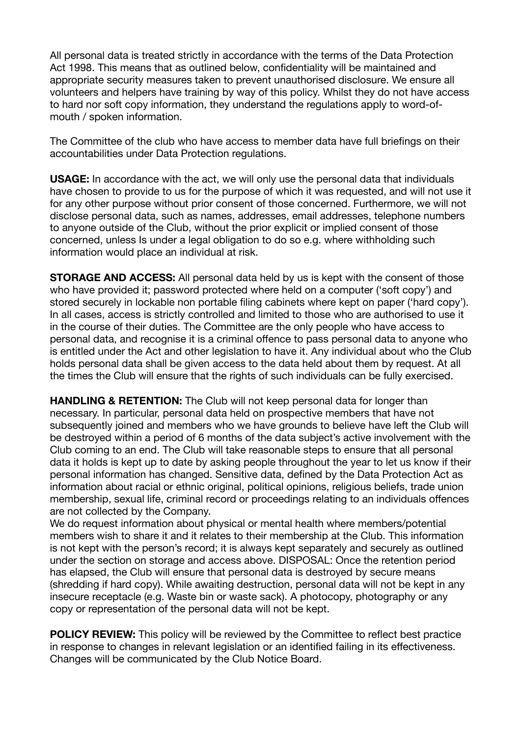All personal data is treated strictly in accordance with the terms of the Data Protection Act 1998. This means that as outlined below, confidentiality will be maintained and appropriate security measures taken to prevent unauthorised disclosure. We ensure all volunteers and helpers have training by way of this policy. Whilst they do not have access to hard nor soft copy information, they understand the regulations apply to word-of-mouth / spoken information.

The Committee of the club who have access to member data have full briefings on their accountabilities under Data Protection regulations.

**USAGE:** In accordance with the act, we will only use the personal data that individuals have chosen to provide to us for the purpose of which it was requested, and will not use it for any other purpose without prior consent of those concerned. Furthermore, we will not disclose personal data, such as names, addresses, email addresses, telephone numbers to anyone outside of the Club, without the prior explicit or implied consent of those concerned, unless Is under a legal obligation to do so e.g. where withholding such information would place an individual at risk.

**STORAGE AND ACCESS:** All personal data held by us is kept with the consent of those who have provided it; password protected where held on a computer ('soft copy') and stored securely in lockable non portable filing cabinets where kept on paper ('hard copy'). In all cases, access is strictly controlled and limited to those who are authorised to use it in the course of their duties. The Committee are the only people who have access to personal data, and recognise it is a criminal offence to pass personal data to anyone who is entitled under the Act and other legislation to have it. Any individual about who the Club holds personal data shall be given access to the data held about them by request. At all the times the Club will ensure that the rights of such individuals can be fully exercised.

**HANDLING & RETENTION:** The Club will not keep personal data for longer than necessary. In particular, personal data held on prospective members that have not subsequently joined and members who we have grounds to believe have left the Club will be destroyed within a period of 6 months of the data subject's active involvement with the Club coming to an end. The Club will take reasonable steps to ensure that all personal data it holds is kept up to date by asking people throughout the year to let us know if their personal information has changed. Sensitive data, defined by the Data Protection Act as information about racial or ethnic original, political opinions, religious beliefs, trade union membership, sexual life, criminal record or proceedings relating to an individuals offences are not collected by the Company.
We do request information about physical or mental health where members/potential members wish to share it and it relates to their membership at the Club. This information is not kept with the person's record; it is always kept separately and securely as outlined under the section on storage and access above. DISPOSAL: Once the retention period has elapsed, the Club will ensure that personal data is destroyed by secure means (shredding if hard copy). While awaiting destruction, personal data will not be kept in any insecure receptacle (e.g. Waste bin or waste sack). A photocopy, photography or any copy or representation of the personal data will not be kept.

**POLICY REVIEW:** This policy will be reviewed by the Committee to reflect best practice in response to changes in relevant legislation or an identified failing in its effectiveness. Changes will be communicated by the Club Notice Board.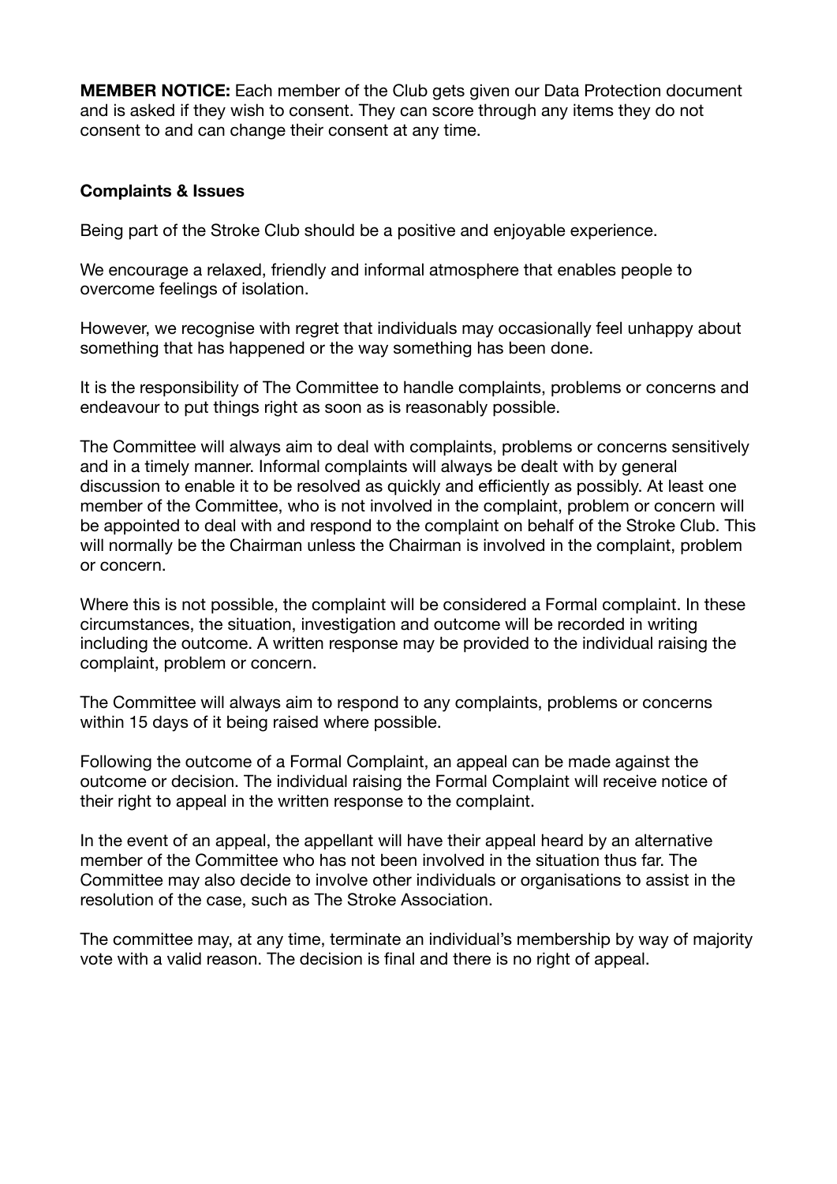**MEMBER NOTICE:** Each member of the Club gets given our Data Protection document and is asked if they wish to consent. They can score through any items they do not consent to and can change their consent at any time.

**Complaints & Issues**

Being part of the Stroke Club should be a positive and enjoyable experience.

We encourage a relaxed, friendly and informal atmosphere that enables people to overcome feelings of isolation.

However, we recognise with regret that individuals may occasionally feel unhappy about something that has happened or the way something has been done.

It is the responsibility of The Committee to handle complaints, problems or concerns and endeavour to put things right as soon as is reasonably possible.

The Committee will always aim to deal with complaints, problems or concerns sensitively and in a timely manner. Informal complaints will always be dealt with by general discussion to enable it to be resolved as quickly and efficiently as possibly. At least one member of the Committee, who is not involved in the complaint, problem or concern will be appointed to deal with and respond to the complaint on behalf of the Stroke Club. This will normally be the Chairman unless the Chairman is involved in the complaint, problem or concern.

Where this is not possible, the complaint will be considered a Formal complaint. In these circumstances, the situation, investigation and outcome will be recorded in writing including the outcome. A written response may be provided to the individual raising the complaint, problem or concern.

The Committee will always aim to respond to any complaints, problems or concerns within 15 days of it being raised where possible.

Following the outcome of a Formal Complaint, an appeal can be made against the outcome or decision. The individual raising the Formal Complaint will receive notice of their right to appeal in the written response to the complaint.

In the event of an appeal, the appellant will have their appeal heard by an alternative member of the Committee who has not been involved in the situation thus far. The Committee may also decide to involve other individuals or organisations to assist in the resolution of the case, such as The Stroke Association.

The committee may, at any time, terminate an individual's membership by way of majority vote with a valid reason. The decision is final and there is no right of appeal.